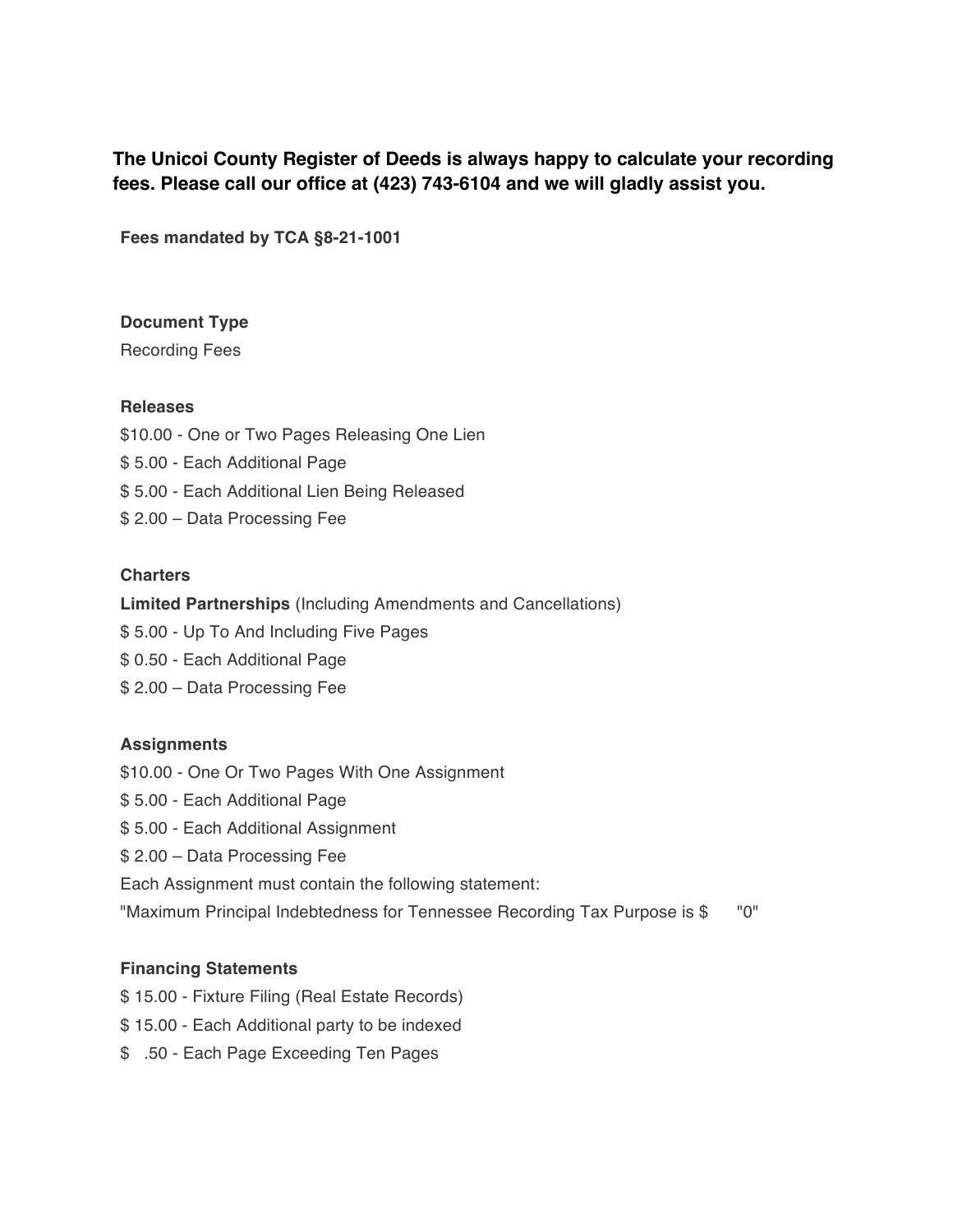**The Unicoi County Register of Deeds is always happy to calculate your recording fees. Please call our office at (423) 743-6104 and we will gladly assist you.**

**Fees mandated by TCA §8-21-1001**

**Document Type**

Recording Fees

**Releases**

$10.00 - One or Two Pages Releasing One Lien

$ 5.00 - Each Additional Page

$ 5.00 - Each Additional Lien Being Released

$ 2.00 – Data Processing Fee

**Charters**

**Limited Partnerships** (Including Amendments and Cancellations)

$ 5.00 - Up To And Including Five Pages

$ 0.50 - Each Additional Page

$ 2.00 – Data Processing Fee

**Assignments**

$10.00 - One Or Two Pages With One Assignment

$ 5.00 - Each Additional Page

$ 5.00 - Each Additional Assignment

$ 2.00 – Data Processing Fee

Each Assignment must contain the following statement:

"Maximum Principal Indebtedness for Tennessee Recording Tax Purpose is $ "0"

**Financing Statements**

$ 15.00 - Fixture Filing (Real Estate Records)

$ 15.00 - Each Additional party to be indexed

$ .50 - Each Page Exceeding Ten Pages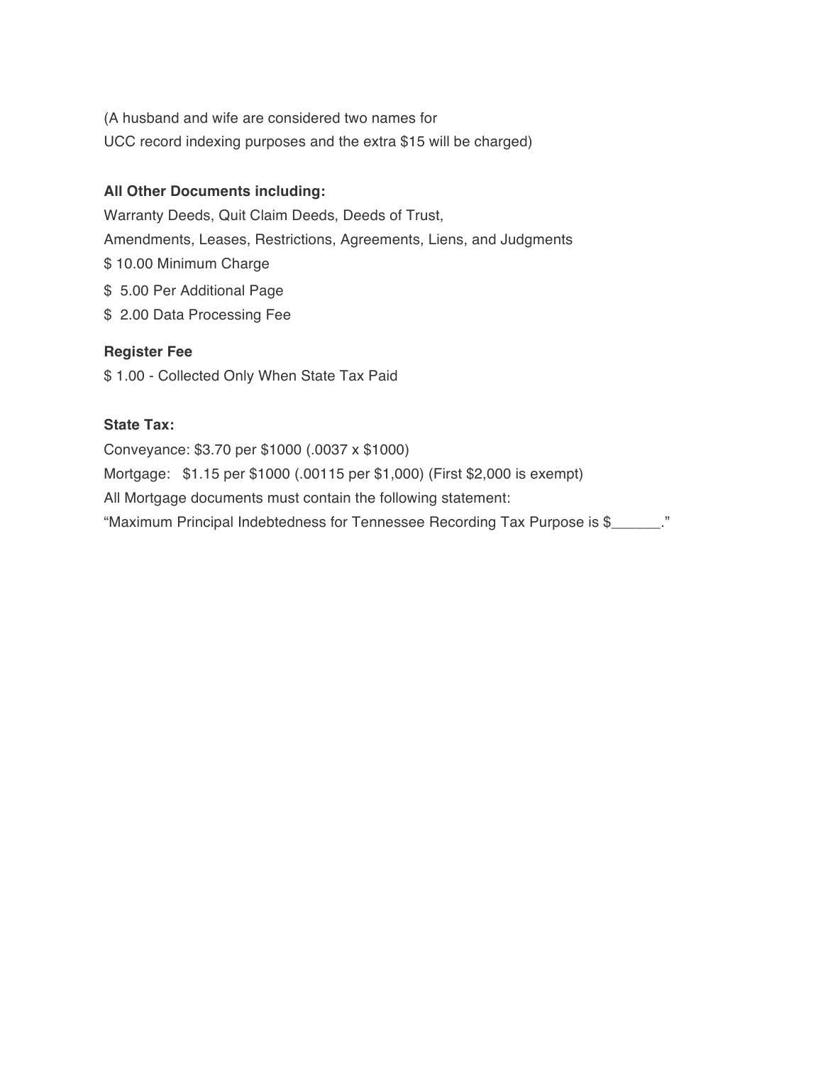(A husband and wife are considered two names for
UCC record indexing purposes and the extra $15 will be charged)

**All Other Documents including:**

Warranty Deeds, Quit Claim Deeds, Deeds of Trust,
Amendments, Leases, Restrictions, Agreements, Liens, and Judgments

$ 10.00 Minimum Charge

$ 5.00 Per Additional Page

$ 2.00 Data Processing Fee

**Register Fee**

$ 1.00 - Collected Only When State Tax Paid

**State Tax:**

Conveyance: $3.70 per $1000 (.0037 x $1000)

Mortgage: $1.15 per $1000 (.00115 per $1,000) (First $2,000 is exempt)

All Mortgage documents must contain the following statement:

"Maximum Principal Indebtedness for Tennessee Recording Tax Purpose is $______."